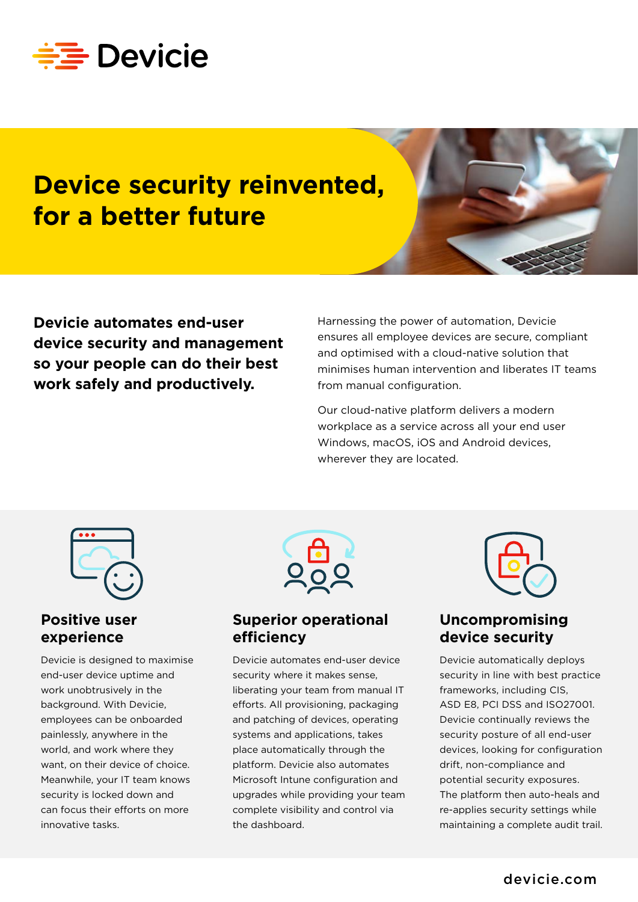Devicie

# Device security reinvented, for a better future

**Devicie automates end-user device security and management so your people can do their best work safely and productively.**

Harnessing the power of automation, Devicie ensures all employee devices are secure, compliant and optimised with a cloud-native solution that minimises human intervention and liberates IT teams from manual configuration.

Our cloud-native platform delivers a modern workplace as a service across all your end user Windows, macOS, iOS and Android devices, wherever they are located.

## Positive user experience

Devicie is designed to maximise end-user device uptime and work unobtrusively in the background. With Devicie, employees can be onboarded painlessly, anywhere in the world, and work where they want, on their device of choice. Meanwhile, your IT team knows security is locked down and can focus their efforts on more innovative tasks.

## Superior operational efficiency

Devicie automates end-user device security where it makes sense, liberating your team from manual IT efforts. All provisioning, packaging and patching of devices, operating systems and applications, takes place automatically through the platform. Devicie also automates Microsoft Intune configuration and upgrades while providing your team complete visibility and control via the dashboard.

## Uncompromising device security

Devicie automatically deploys security in line with best practice frameworks, including CIS, ASD E8, PCI DSS and ISO27001. Devicie continually reviews the security posture of all end-user devices, looking for configuration drift, non-compliance and potential security exposures. The platform then auto-heals and re-applies security settings while maintaining a complete audit trail.

devicie.com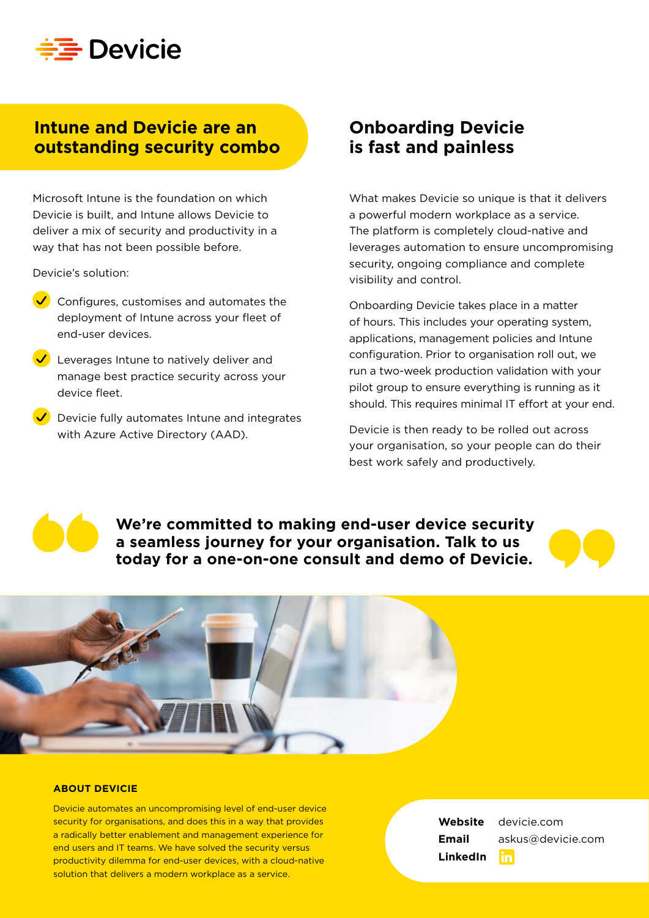Devicie

## Intune and Devicie are an outstanding security combo

Microsoft Intune is the foundation on which Devicie is built, and Intune allows Devicie to deliver a mix of security and productivity in a way that has not been possible before.

Devicie's solution:

- Configures, customises and automates the deployment of Intune across your fleet of end-user devices.
- Leverages Intune to natively deliver and manage best practice security across your device fleet.
- Devicie fully automates Intune and integrates with Azure Active Directory (AAD).

## Onboarding Devicie is fast and painless

What makes Devicie so unique is that it delivers a powerful modern workplace as a service. The platform is completely cloud-native and leverages automation to ensure uncompromising security, ongoing compliance and complete visibility and control.

Onboarding Devicie takes place in a matter of hours. This includes your operating system, applications, management policies and Intune configuration. Prior to organisation roll out, we run a two-week production validation with your pilot group to ensure everything is running as it should. This requires minimal IT effort at your end.

Devicie is then ready to be rolled out across your organisation, so your people can do their best work safely and productively.

> **We're committed to making end-user device security a seamless journey for your organisation. Talk to us today for a one-on-one consult and demo of Devicie.**

### ABOUT DEVICIE

Devicie automates an uncompromising level of end-user device security for organisations, and does this in a way that provides a radically better enablement and management experience for end users and IT teams. We have solved the security versus productivity dilemma for end-user devices, with a cloud-native solution that delivers a modern workplace as a service.

**Website** devicie.com
**Email** askus@devicie.com
**LinkedIn**